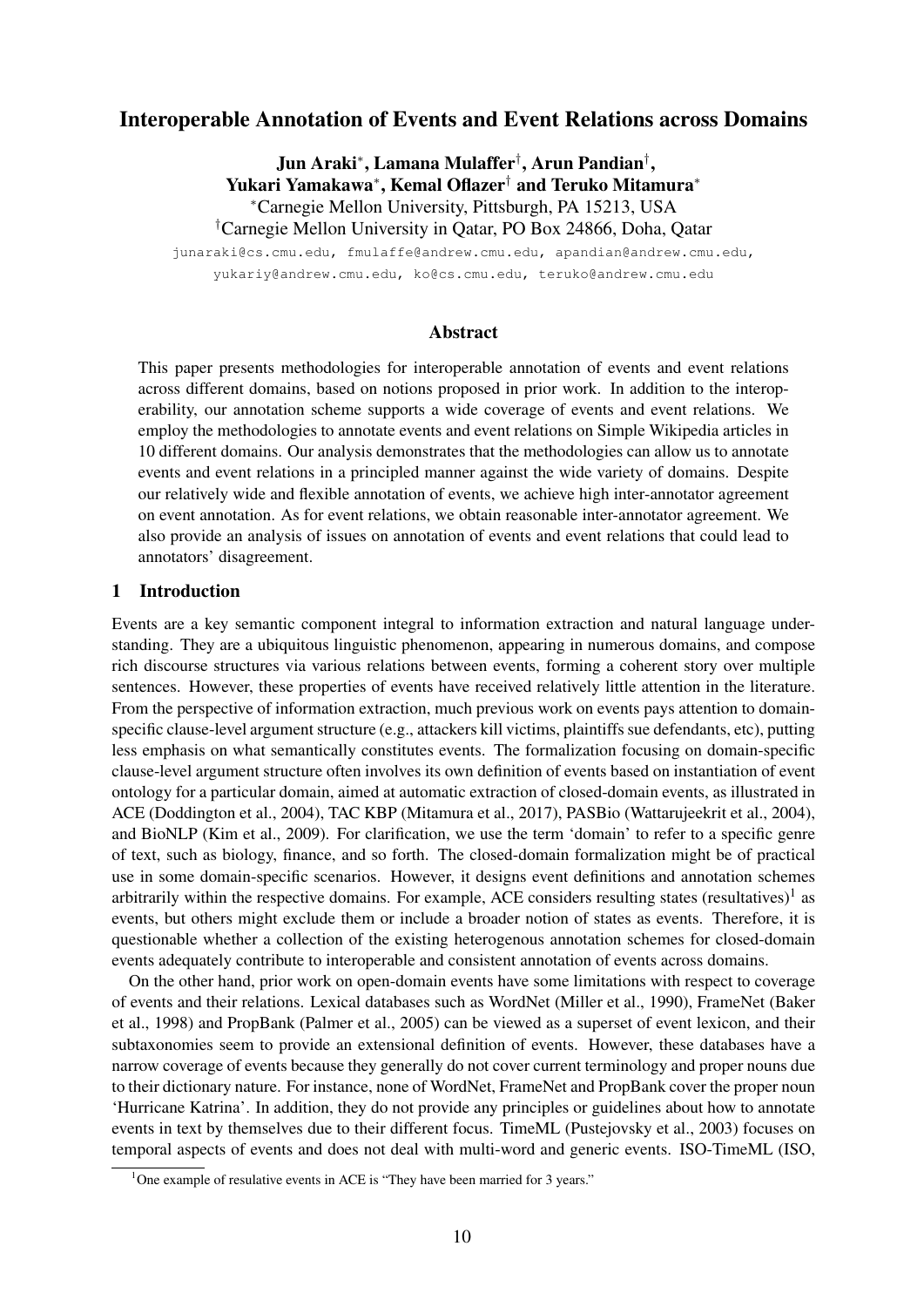# Interoperable Annotation of Events and Event Relations across Domains

**Jun Araki[*], Lamana Mulaffer[†], Arun Pandian[†], Yukari Yamakawa[*], Kemal Oflazer[†] and Teruko Mitamura[*]**

[*]Carnegie Mellon University, Pittsburgh, PA 15213, USA

[†]Carnegie Mellon University in Qatar, PO Box 24866, Doha, Qatar

junaraki@cs.cmu.edu, fmulaffe@andrew.cmu.edu, apandian@andrew.cmu.edu, yukariy@andrew.cmu.edu, ko@cs.cmu.edu, teruko@andrew.cmu.edu

## Abstract

This paper presents methodologies for interoperable annotation of events and event relations across different domains, based on notions proposed in prior work. In addition to the interoperability, our annotation scheme supports a wide coverage of events and event relations. We employ the methodologies to annotate events and event relations on Simple Wikipedia articles in 10 different domains. Our analysis demonstrates that the methodologies can allow us to annotate events and event relations in a principled manner against the wide variety of domains. Despite our relatively wide and flexible annotation of events, we achieve high inter-annotator agreement on event annotation. As for event relations, we obtain reasonable inter-annotator agreement. We also provide an analysis of issues on annotation of events and event relations that could lead to annotators' disagreement.

## 1 Introduction

Events are a key semantic component integral to information extraction and natural language understanding. They are a ubiquitous linguistic phenomenon, appearing in numerous domains, and compose rich discourse structures via various relations between events, forming a coherent story over multiple sentences. However, these properties of events have received relatively little attention in the literature. From the perspective of information extraction, much previous work on events pays attention to domain-specific clause-level argument structure (e.g., attackers kill victims, plaintiffs sue defendants, etc), putting less emphasis on what semantically constitutes events. The formalization focusing on domain-specific clause-level argument structure often involves its own definition of events based on instantiation of event ontology for a particular domain, aimed at automatic extraction of closed-domain events, as illustrated in ACE (Doddington et al., 2004), TAC KBP (Mitamura et al., 2017), PASBio (Wattarujeekrit et al., 2004), and BioNLP (Kim et al., 2009). For clarification, we use the term 'domain' to refer to a specific genre of text, such as biology, finance, and so forth. The closed-domain formalization might be of practical use in some domain-specific scenarios. However, it designs event definitions and annotation schemes arbitrarily within the respective domains. For example, ACE considers resulting states (resultatives)[1] as events, but others might exclude them or include a broader notion of states as events. Therefore, it is questionable whether a collection of the existing heterogenous annotation schemes for closed-domain events adequately contribute to interoperable and consistent annotation of events across domains.

On the other hand, prior work on open-domain events have some limitations with respect to coverage of events and their relations. Lexical databases such as WordNet (Miller et al., 1990), FrameNet (Baker et al., 1998) and PropBank (Palmer et al., 2005) can be viewed as a superset of event lexicon, and their subtaxonomies seem to provide an extensional definition of events. However, these databases have a narrow coverage of events because they generally do not cover current terminology and proper nouns due to their dictionary nature. For instance, none of WordNet, FrameNet and PropBank cover the proper noun 'Hurricane Katrina'. In addition, they do not provide any principles or guidelines about how to annotate events in text by themselves due to their different focus. TimeML (Pustejovsky et al., 2003) focuses on temporal aspects of events and does not deal with multi-word and generic events. ISO-TimeML (ISO,

[1]One example of resulative events in ACE is "They have been married for 3 years."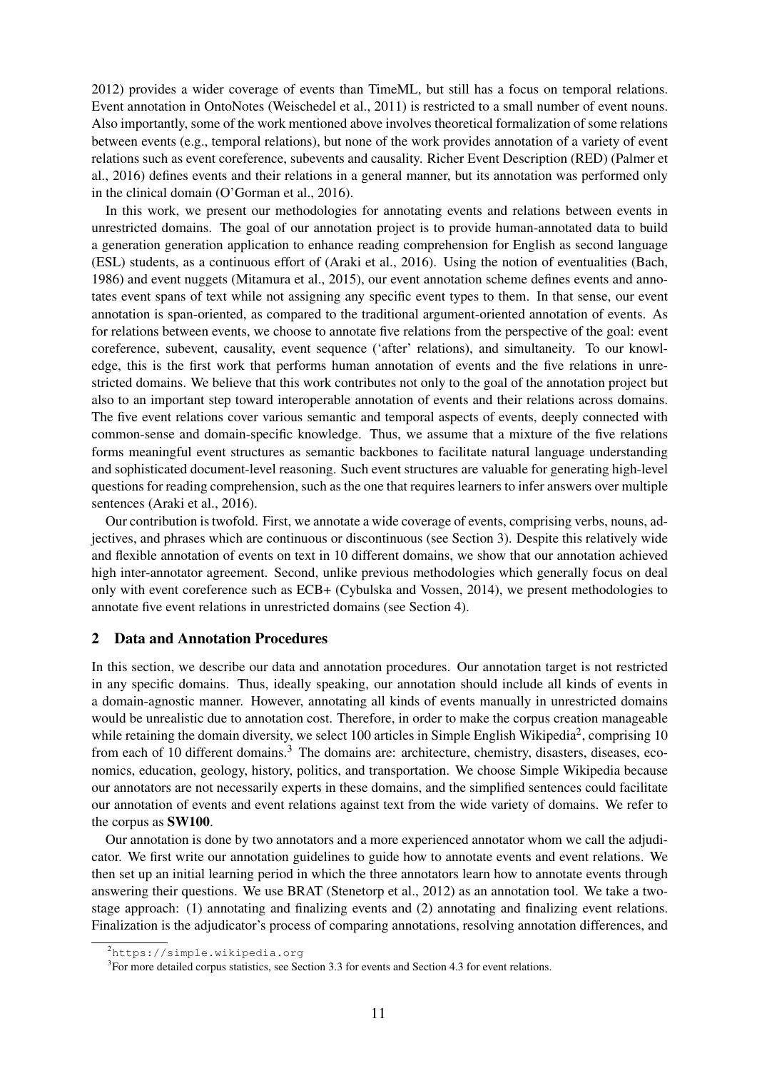2012) provides a wider coverage of events than TimeML, but still has a focus on temporal relations. Event annotation in OntoNotes (Weischedel et al., 2011) is restricted to a small number of event nouns. Also importantly, some of the work mentioned above involves theoretical formalization of some relations between events (e.g., temporal relations), but none of the work provides annotation of a variety of event relations such as event coreference, subevents and causality. Richer Event Description (RED) (Palmer et al., 2016) defines events and their relations in a general manner, but its annotation was performed only in the clinical domain (O'Gorman et al., 2016).

In this work, we present our methodologies for annotating events and relations between events in unrestricted domains. The goal of our annotation project is to provide human-annotated data to build a generation generation application to enhance reading comprehension for English as second language (ESL) students, as a continuous effort of (Araki et al., 2016). Using the notion of eventualities (Bach, 1986) and event nuggets (Mitamura et al., 2015), our event annotation scheme defines events and annotates event spans of text while not assigning any specific event types to them. In that sense, our event annotation is span-oriented, as compared to the traditional argument-oriented annotation of events. As for relations between events, we choose to annotate five relations from the perspective of the goal: event coreference, subevent, causality, event sequence ('after' relations), and simultaneity. To our knowledge, this is the first work that performs human annotation of events and the five relations in unrestricted domains. We believe that this work contributes not only to the goal of the annotation project but also to an important step toward interoperable annotation of events and their relations across domains. The five event relations cover various semantic and temporal aspects of events, deeply connected with common-sense and domain-specific knowledge. Thus, we assume that a mixture of the five relations forms meaningful event structures as semantic backbones to facilitate natural language understanding and sophisticated document-level reasoning. Such event structures are valuable for generating high-level questions for reading comprehension, such as the one that requires learners to infer answers over multiple sentences (Araki et al., 2016).

Our contribution is twofold. First, we annotate a wide coverage of events, comprising verbs, nouns, adjectives, and phrases which are continuous or discontinuous (see Section 3). Despite this relatively wide and flexible annotation of events on text in 10 different domains, we show that our annotation achieved high inter-annotator agreement. Second, unlike previous methodologies which generally focus on deal only with event coreference such as ECB+ (Cybulska and Vossen, 2014), we present methodologies to annotate five event relations in unrestricted domains (see Section 4).

## 2 Data and Annotation Procedures

In this section, we describe our data and annotation procedures. Our annotation target is not restricted in any specific domains. Thus, ideally speaking, our annotation should include all kinds of events in a domain-agnostic manner. However, annotating all kinds of events manually in unrestricted domains would be unrealistic due to annotation cost. Therefore, in order to make the corpus creation manageable while retaining the domain diversity, we select 100 articles in Simple English Wikipedia[2], comprising 10 from each of 10 different domains.[3] The domains are: architecture, chemistry, disasters, diseases, economics, education, geology, history, politics, and transportation. We choose Simple Wikipedia because our annotators are not necessarily experts in these domains, and the simplified sentences could facilitate our annotation of events and event relations against text from the wide variety of domains. We refer to the corpus as **SW100**.

Our annotation is done by two annotators and a more experienced annotator whom we call the adjudicator. We first write our annotation guidelines to guide how to annotate events and event relations. We then set up an initial learning period in which the three annotators learn how to annotate events through answering their questions. We use BRAT (Stenetorp et al., 2012) as an annotation tool. We take a two-stage approach: (1) annotating and finalizing events and (2) annotating and finalizing event relations. Finalization is the adjudicator's process of comparing annotations, resolving annotation differences, and

[2] https://simple.wikipedia.org

[3] For more detailed corpus statistics, see Section 3.3 for events and Section 4.3 for event relations.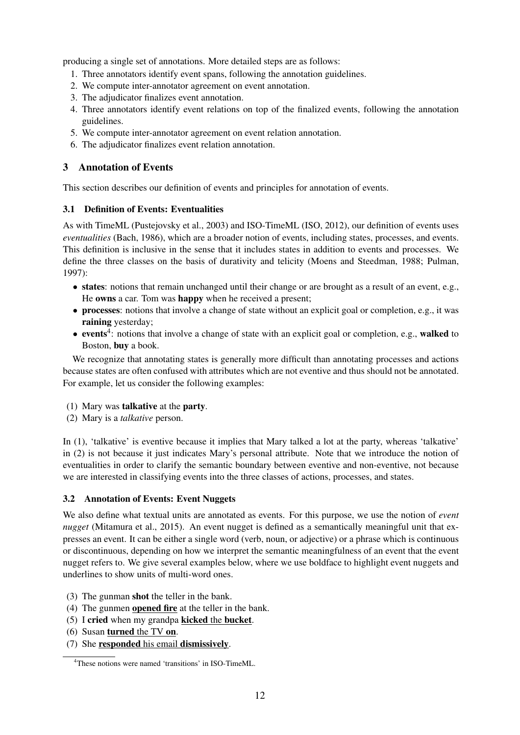producing a single set of annotations. More detailed steps are as follows:

1. Three annotators identify event spans, following the annotation guidelines.
2. We compute inter-annotator agreement on event annotation.
3. The adjudicator finalizes event annotation.
4. Three annotators identify event relations on top of the finalized events, following the annotation guidelines.
5. We compute inter-annotator agreement on event relation annotation.
6. The adjudicator finalizes event relation annotation.

## 3 Annotation of Events

This section describes our definition of events and principles for annotation of events.

### 3.1 Definition of Events: Eventualities

As with TimeML (Pustejovsky et al., 2003) and ISO-TimeML (ISO, 2012), our definition of events uses *eventualities* (Bach, 1986), which are a broader notion of events, including states, processes, and events. This definition is inclusive in the sense that it includes states in addition to events and processes. We define the three classes on the basis of durativity and telicity (Moens and Steedman, 1988; Pulman, 1997):

- **states**: notions that remain unchanged until their change or are brought as a result of an event, e.g., He **owns** a car. Tom was **happy** when he received a present;
- **processes**: notions that involve a change of state without an explicit goal or completion, e.g., it was **raining** yesterday;
- **events**[4]: notions that involve a change of state with an explicit goal or completion, e.g., **walked** to Boston, **buy** a book.

We recognize that annotating states is generally more difficult than annotating processes and actions because states are often confused with attributes which are not eventive and thus should not be annotated. For example, let us consider the following examples:

(1) Mary was **talkative** at the **party**.
(2) Mary is a *talkative* person.

In (1), 'talkative' is eventive because it implies that Mary talked a lot at the party, whereas 'talkative' in (2) is not because it just indicates Mary's personal attribute. Note that we introduce the notion of eventualities in order to clarify the semantic boundary between eventive and non-eventive, not because we are interested in classifying events into the three classes of actions, processes, and states.

### 3.2 Annotation of Events: Event Nuggets

We also define what textual units are annotated as events. For this purpose, we use the notion of *event nugget* (Mitamura et al., 2015). An event nugget is defined as a semantically meaningful unit that expresses an event. It can be either a single word (verb, noun, or adjective) or a phrase which is continuous or discontinuous, depending on how we interpret the semantic meaningfulness of an event that the event nugget refers to. We give several examples below, where we use boldface to highlight event nuggets and underlines to show units of multi-word ones.

(3) The gunman **shot** the teller in the bank.
(4) The gunmen <u>**opened fire**</u> at the teller in the bank.
(5) I **cried** when my grandpa <u>**kicked** the **bucket**</u>.
(6) Susan <u>**turned** the TV **on**</u>.
(7) She <u>**responded** his email **dismissively**</u>.

[4] These notions were named 'transitions' in ISO-TimeML.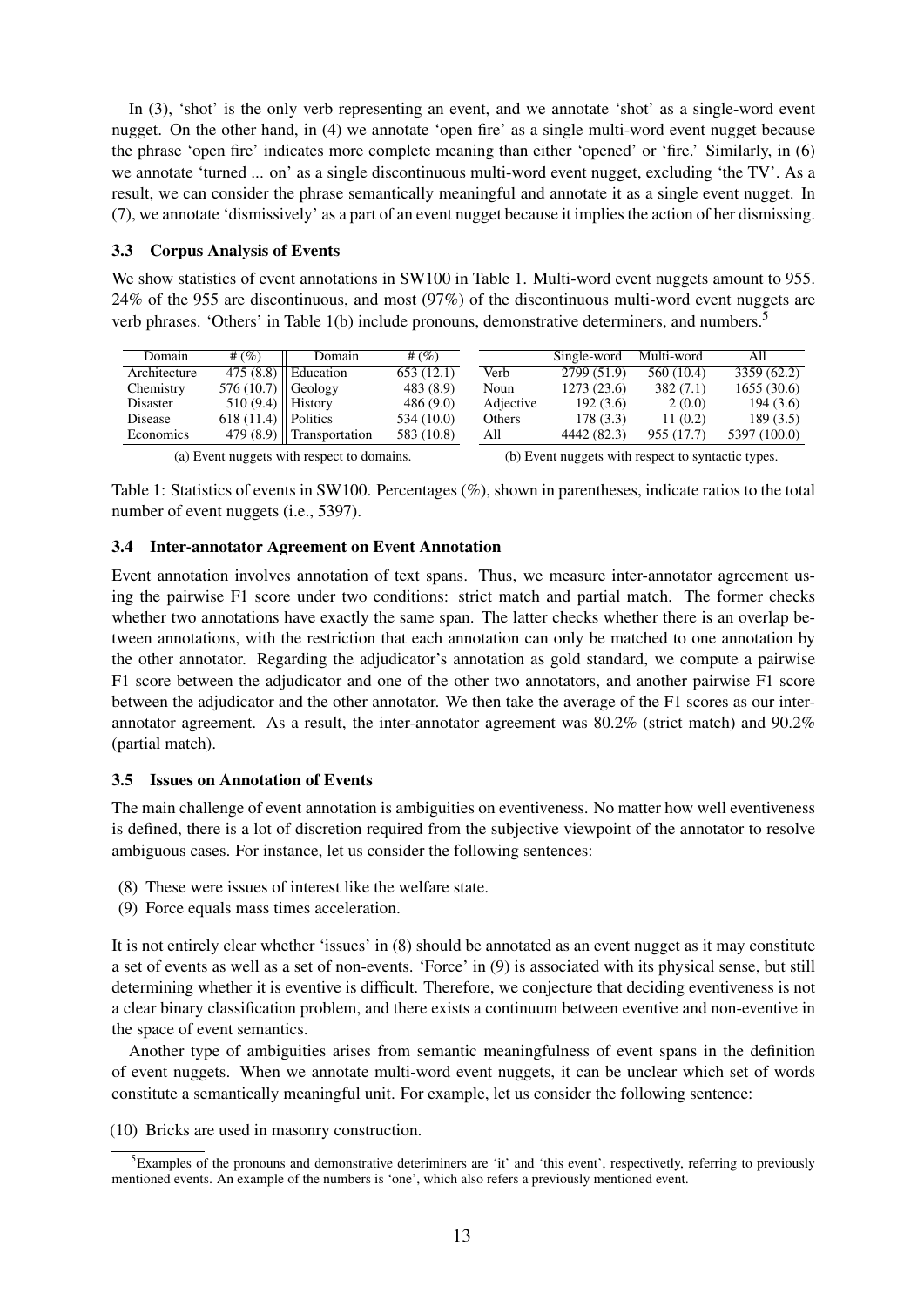In (3), 'shot' is the only verb representing an event, and we annotate 'shot' as a single-word event nugget. On the other hand, in (4) we annotate 'open fire' as a single multi-word event nugget because the phrase 'open fire' indicates more complete meaning than either 'opened' or 'fire.' Similarly, in (6) we annotate 'turned ... on' as a single discontinuous multi-word event nugget, excluding 'the TV'. As a result, we can consider the phrase semantically meaningful and annotate it as a single event nugget. In (7), we annotate 'dismissively' as a part of an event nugget because it implies the action of her dismissing.

### 3.3 Corpus Analysis of Events

We show statistics of event annotations in SW100 in Table 1. Multi-word event nuggets amount to 955. 24% of the 955 are discontinuous, and most (97%) of the discontinuous multi-word event nuggets are verb phrases. 'Others' in Table 1(b) include pronouns, demonstrative determiners, and numbers.[5]

| Domain | # (%) | Domain | # (%) |
|---|---|---|---|
| Architecture | 475 (8.8) | Education | 653 (12.1) |
| Chemistry | 576 (10.7) | Geology | 483 (8.9) |
| Disaster | 510 (9.4) | History | 486 (9.0) |
| Disease | 618 (11.4) | Politics | 534 (10.0) |
| Economics | 479 (8.9) | Transportation | 583 (10.8) |

(a) Event nuggets with respect to domains.

| | Single-word | Multi-word | All |
|---|---|---|---|
| Verb | 2799 (51.9) | 560 (10.4) | 3359 (62.2) |
| Noun | 1273 (23.6) | 382 (7.1) | 1655 (30.6) |
| Adjective | 192 (3.6) | 2 (0.0) | 194 (3.6) |
| Others | 178 (3.3) | 11 (0.2) | 189 (3.5) |
| All | 4442 (82.3) | 955 (17.7) | 5397 (100.0) |

(b) Event nuggets with respect to syntactic types.

Table 1: Statistics of events in SW100. Percentages (%), shown in parentheses, indicate ratios to the total number of event nuggets (i.e., 5397).

### 3.4 Inter-annotator Agreement on Event Annotation

Event annotation involves annotation of text spans. Thus, we measure inter-annotator agreement using the pairwise F1 score under two conditions: strict match and partial match. The former checks whether two annotations have exactly the same span. The latter checks whether there is an overlap between annotations, with the restriction that each annotation can only be matched to one annotation by the other annotator. Regarding the adjudicator's annotation as gold standard, we compute a pairwise F1 score between the adjudicator and one of the other two annotators, and another pairwise F1 score between the adjudicator and the other annotator. We then take the average of the F1 scores as our inter-annotator agreement. As a result, the inter-annotator agreement was 80.2% (strict match) and 90.2% (partial match).

### 3.5 Issues on Annotation of Events

The main challenge of event annotation is ambiguities on eventiveness. No matter how well eventiveness is defined, there is a lot of discretion required from the subjective viewpoint of the annotator to resolve ambiguous cases. For instance, let us consider the following sentences:

(8) These were issues of interest like the welfare state.

(9) Force equals mass times acceleration.

It is not entirely clear whether 'issues' in (8) should be annotated as an event nugget as it may constitute a set of events as well as a set of non-events. 'Force' in (9) is associated with its physical sense, but still determining whether it is eventive is difficult. Therefore, we conjecture that deciding eventiveness is not a clear binary classification problem, and there exists a continuum between eventive and non-eventive in the space of event semantics.

Another type of ambiguities arises from semantic meaningfulness of event spans in the definition of event nuggets. When we annotate multi-word event nuggets, it can be unclear which set of words constitute a semantically meaningful unit. For example, let us consider the following sentence:

(10) Bricks are used in masonry construction.

[5] Examples of the pronouns and demonstrative deteriminers are 'it' and 'this event', respectivetly, referring to previously mentioned events. An example of the numbers is 'one', which also refers a previously mentioned event.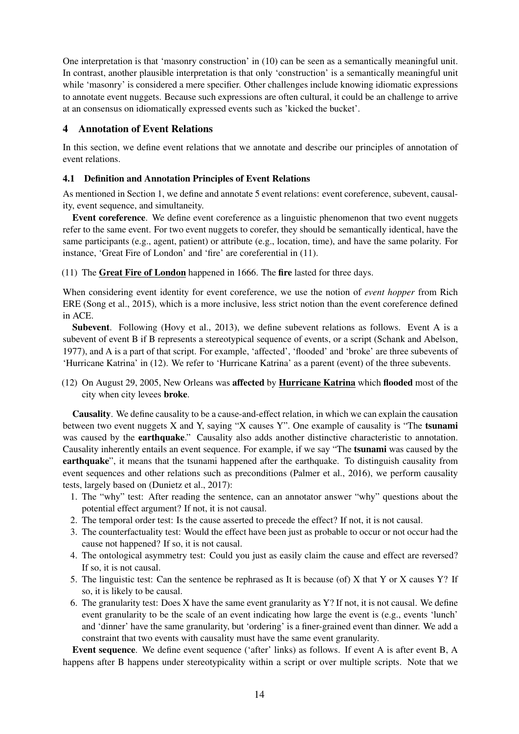One interpretation is that 'masonry construction' in (10) can be seen as a semantically meaningful unit. In contrast, another plausible interpretation is that only 'construction' is a semantically meaningful unit while 'masonry' is considered a mere specifier. Other challenges include knowing idiomatic expressions to annotate event nuggets. Because such expressions are often cultural, it could be an challenge to arrive at an consensus on idiomatically expressed events such as 'kicked the bucket'.

## 4 Annotation of Event Relations

In this section, we define event relations that we annotate and describe our principles of annotation of event relations.

### 4.1 Definition and Annotation Principles of Event Relations

As mentioned in Section 1, we define and annotate 5 event relations: event coreference, subevent, causality, event sequence, and simultaneity.

**Event coreference**. We define event coreference as a linguistic phenomenon that two event nuggets refer to the same event. For two event nuggets to corefer, they should be semantically identical, have the same participants (e.g., agent, patient) or attribute (e.g., location, time), and have the same polarity. For instance, 'Great Fire of London' and 'fire' are coreferential in (11).

(11) The **<u>Great Fire of London</u>** happened in 1666. The **fire** lasted for three days.

When considering event identity for event coreference, we use the notion of *event hopper* from Rich ERE (Song et al., 2015), which is a more inclusive, less strict notion than the event coreference defined in ACE.

**Subevent**. Following (Hovy et al., 2013), we define subevent relations as follows. Event A is a subevent of event B if B represents a stereotypical sequence of events, or a script (Schank and Abelson, 1977), and A is a part of that script. For example, 'affected', 'flooded' and 'broke' are three subevents of 'Hurricane Katrina' in (12). We refer to 'Hurricane Katrina' as a parent (event) of the three subevents.

(12) On August 29, 2005, New Orleans was **affected** by **<u>Hurricane Katrina</u>** which **flooded** most of the city when city levees **broke**.

**Causality**. We define causality to be a cause-and-effect relation, in which we can explain the causation between two event nuggets X and Y, saying "X causes Y". One example of causality is "The **tsunami** was caused by the **earthquake**." Causality also adds another distinctive characteristic to annotation. Causality inherently entails an event sequence. For example, if we say "The **tsunami** was caused by the **earthquake**", it means that the tsunami happened after the earthquake. To distinguish causality from event sequences and other relations such as preconditions (Palmer et al., 2016), we perform causality tests, largely based on (Dunietz et al., 2017):

1. The "why" test: After reading the sentence, can an annotator answer "why" questions about the potential effect argument? If not, it is not causal.
2. The temporal order test: Is the cause asserted to precede the effect? If not, it is not causal.
3. The counterfactuality test: Would the effect have been just as probable to occur or not occur had the cause not happened? If so, it is not causal.
4. The ontological asymmetry test: Could you just as easily claim the cause and effect are reversed? If so, it is not causal.
5. The linguistic test: Can the sentence be rephrased as It is because (of) X that Y or X causes Y? If so, it is likely to be causal.
6. The granularity test: Does X have the same event granularity as Y? If not, it is not causal. We define event granularity to be the scale of an event indicating how large the event is (e.g., events 'lunch' and 'dinner' have the same granularity, but 'ordering' is a finer-grained event than dinner. We add a constraint that two events with causality must have the same event granularity.

**Event sequence**. We define event sequence ('after' links) as follows. If event A is after event B, A happens after B happens under stereotypicality within a script or over multiple scripts. Note that we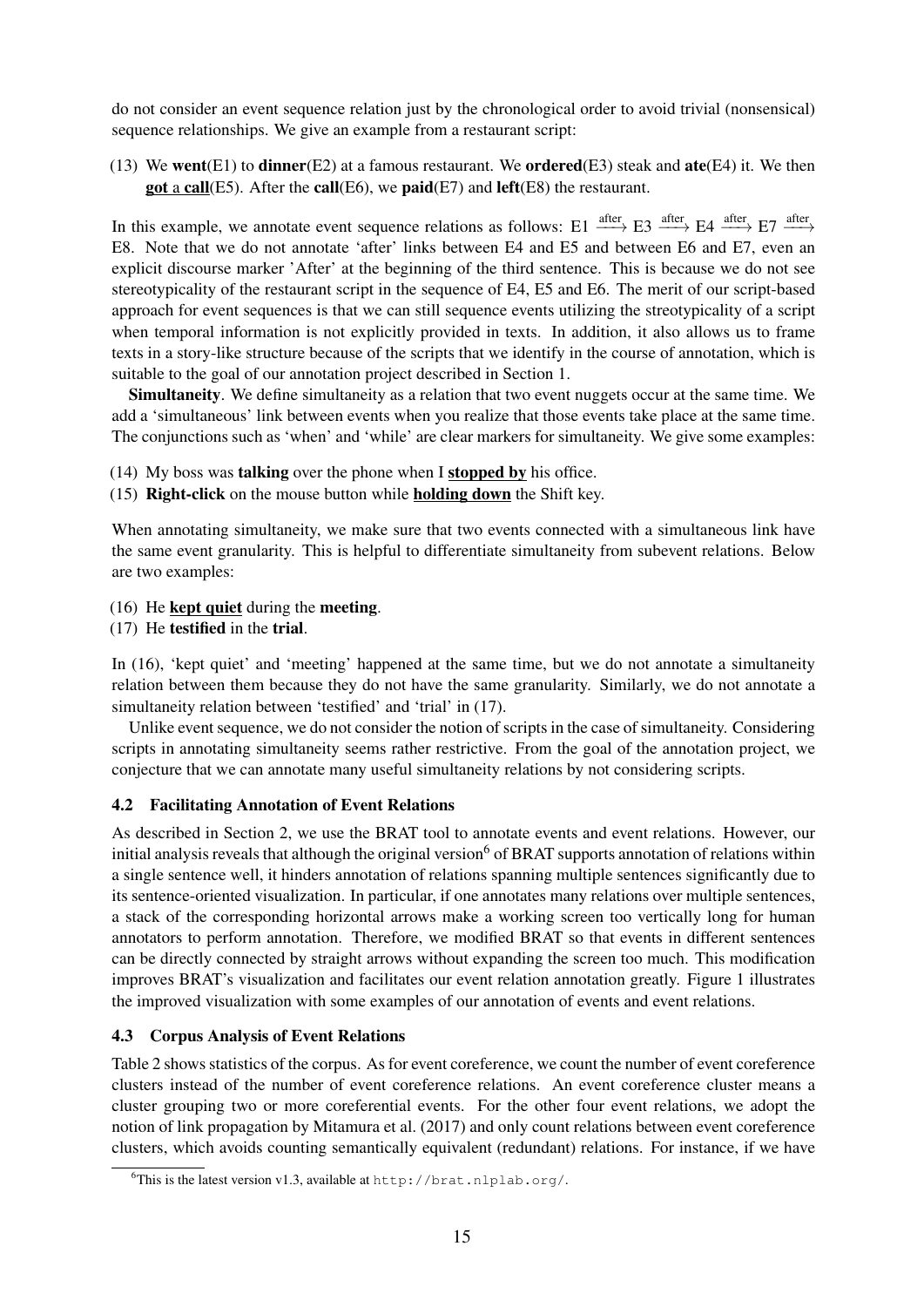do not consider an event sequence relation just by the chronological order to avoid trivial (nonsensical) sequence relationships. We give an example from a restaurant script:

(13) We **went**(E1) to **dinner**(E2) at a famous restaurant. We **ordered**(E3) steak and **ate**(E4) it. We then **got** a **call**(E5). After the **call**(E6), we **paid**(E7) and **left**(E8) the restaurant.

In this example, we annotate event sequence relations as follows: E1 $\xrightarrow{\text{after}}$ E3 $\xrightarrow{\text{after}}$ E4 $\xrightarrow{\text{after}}$ E7 $\xrightarrow{\text{after}}$ E8. Note that we do not annotate 'after' links between E4 and E5 and between E6 and E7, even an explicit discourse marker 'After' at the beginning of the third sentence. This is because we do not see stereotypicality of the restaurant script in the sequence of E4, E5 and E6. The merit of our script-based approach for event sequences is that we can still sequence events utilizing the streotypicality of a script when temporal information is not explicitly provided in texts. In addition, it also allows us to frame texts in a story-like structure because of the scripts that we identify in the course of annotation, which is suitable to the goal of our annotation project described in Section 1.

**Simultaneity**. We define simultaneity as a relation that two event nuggets occur at the same time. We add a 'simultaneous' link between events when you realize that those events take place at the same time. The conjunctions such as 'when' and 'while' are clear markers for simultaneity. We give some examples:

(14) My boss was **talking** over the phone when I **stopped by** his office.
(15) **Right-click** on the mouse button while **holding down** the Shift key.

When annotating simultaneity, we make sure that two events connected with a simultaneous link have the same event granularity. This is helpful to differentiate simultaneity from subevent relations. Below are two examples:

(16) He **kept quiet** during the **meeting**.
(17) He **testified** in the **trial**.

In (16), 'kept quiet' and 'meeting' happened at the same time, but we do not annotate a simultaneity relation between them because they do not have the same granularity. Similarly, we do not annotate a simultaneity relation between 'testified' and 'trial' in (17).

Unlike event sequence, we do not consider the notion of scripts in the case of simultaneity. Considering scripts in annotating simultaneity seems rather restrictive. From the goal of the annotation project, we conjecture that we can annotate many useful simultaneity relations by not considering scripts.

### 4.2 Facilitating Annotation of Event Relations

As described in Section 2, we use the BRAT tool to annotate events and event relations. However, our initial analysis reveals that although the original version[6] of BRAT supports annotation of relations within a single sentence well, it hinders annotation of relations spanning multiple sentences significantly due to its sentence-oriented visualization. In particular, if one annotates many relations over multiple sentences, a stack of the corresponding horizontal arrows make a working screen too vertically long for human annotators to perform annotation. Therefore, we modified BRAT so that events in different sentences can be directly connected by straight arrows without expanding the screen too much. This modification improves BRAT's visualization and facilitates our event relation annotation greatly. Figure 1 illustrates the improved visualization with some examples of our annotation of events and event relations.

### 4.3 Corpus Analysis of Event Relations

Table 2 shows statistics of the corpus. As for event coreference, we count the number of event coreference clusters instead of the number of event coreference relations. An event coreference cluster means a cluster grouping two or more coreferential events. For the other four event relations, we adopt the notion of link propagation by Mitamura et al. (2017) and only count relations between event coreference clusters, which avoids counting semantically equivalent (redundant) relations. For instance, if we have

[6]This is the latest version v1.3, available at http://brat.nlplab.org/.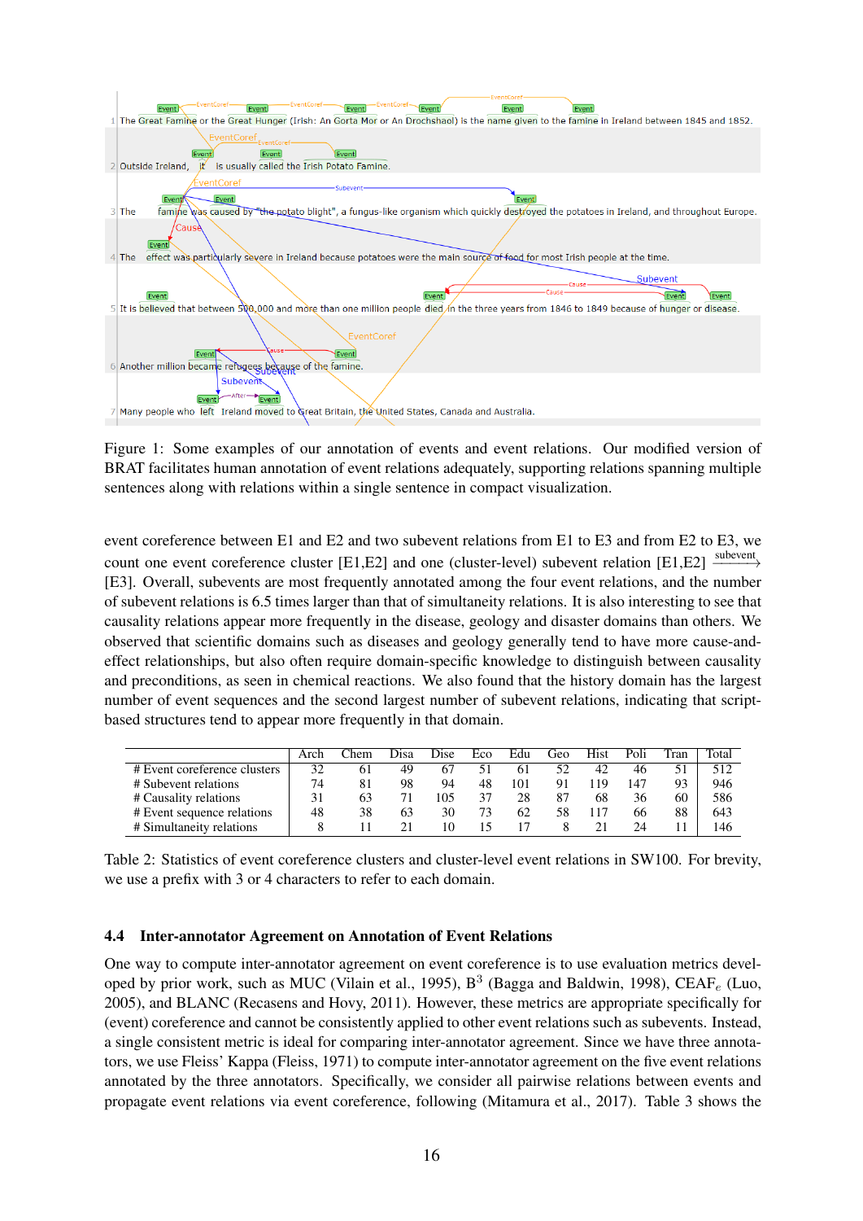Figure 1: Some examples of our annotation of events and event relations. Our modified version of BRAT facilitates human annotation of event relations adequately, supporting relations spanning multiple sentences along with relations within a single sentence in compact visualization.

event coreference between E1 and E2 and two subevent relations from E1 to E3 and from E2 to E3, we count one event coreference cluster [E1,E2] and one (cluster-level) subevent relation [E1,E2] $\xrightarrow{\text{subevent}}$ [E3]. Overall, subevents are most frequently annotated among the four event relations, and the number of subevent relations is 6.5 times larger than that of simultaneity relations. It is also interesting to see that causality relations appear more frequently in the disease, geology and disaster domains than others. We observed that scientific domains such as diseases and geology generally tend to have more cause-and-effect relationships, but also often require domain-specific knowledge to distinguish between causality and preconditions, as seen in chemical reactions. We also found that the history domain has the largest number of event sequences and the second largest number of subevent relations, indicating that script-based structures tend to appear more frequently in that domain.

| | Arch | Chem | Disa | Dise | Eco | Edu | Geo | Hist | Poli | Tran | Total |
|---|---|---|---|---|---|---|---|---|---|---|---|
| # Event coreference clusters | 32 | 61 | 49 | 67 | 51 | 61 | 52 | 42 | 46 | 51 | 512 |
| # Subevent relations | 74 | 81 | 98 | 94 | 48 | 101 | 91 | 119 | 147 | 93 | 946 |
| # Causality relations | 31 | 63 | 71 | 105 | 37 | 28 | 87 | 68 | 36 | 60 | 586 |
| # Event sequence relations | 48 | 38 | 63 | 30 | 73 | 62 | 58 | 117 | 66 | 88 | 643 |
| # Simultaneity relations | 8 | 11 | 21 | 10 | 15 | 17 | 8 | 21 | 24 | 11 | 146 |

Table 2: Statistics of event coreference clusters and cluster-level event relations in SW100. For brevity, we use a prefix with 3 or 4 characters to refer to each domain.

### 4.4 Inter-annotator Agreement on Annotation of Event Relations

One way to compute inter-annotator agreement on event coreference is to use evaluation metrics developed by prior work, such as MUC (Vilain et al., 1995), B$^3$ (Bagga and Baldwin, 1998), CEAF$_e$ (Luo, 2005), and BLANC (Recasens and Hovy, 2011). However, these metrics are appropriate specifically for (event) coreference and cannot be consistently applied to other event relations such as subevents. Instead, a single consistent metric is ideal for comparing inter-annotator agreement. Since we have three annotators, we use Fleiss' Kappa (Fleiss, 1971) to compute inter-annotator agreement on the five event relations annotated by the three annotators. Specifically, we consider all pairwise relations between events and propagate event relations via event coreference, following (Mitamura et al., 2017). Table 3 shows the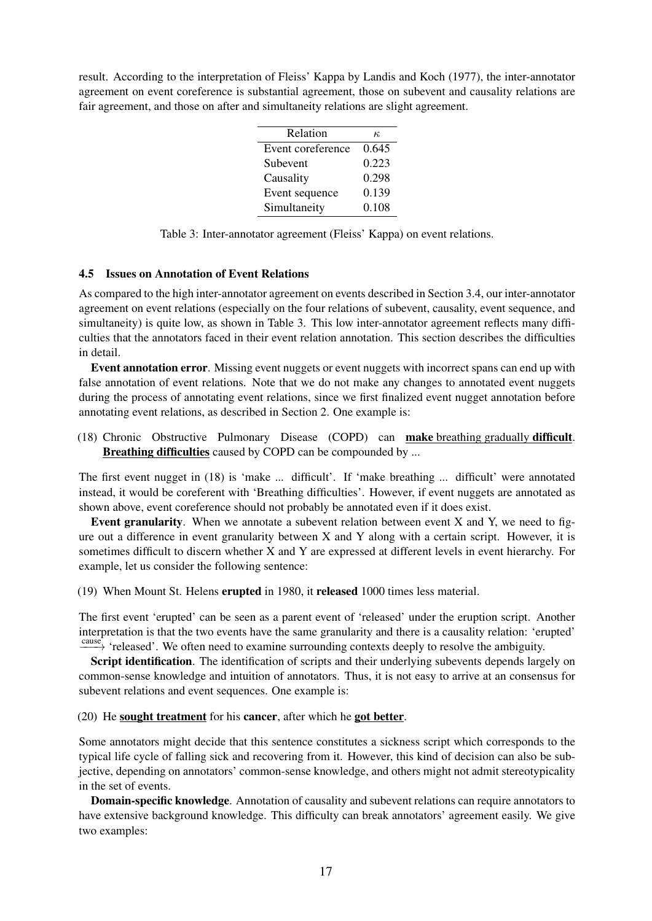result. According to the interpretation of Fleiss' Kappa by Landis and Koch (1977), the inter-annotator agreement on event coreference is substantial agreement, those on subevent and causality relations are fair agreement, and those on after and simultaneity relations are slight agreement.

| Relation | $\kappa$ |
|---|---|
| Event coreference | 0.645 |
| Subevent | 0.223 |
| Causality | 0.298 |
| Event sequence | 0.139 |
| Simultaneity | 0.108 |

Table 3: Inter-annotator agreement (Fleiss' Kappa) on event relations.

### 4.5 Issues on Annotation of Event Relations

As compared to the high inter-annotator agreement on events described in Section 3.4, our inter-annotator agreement on event relations (especially on the four relations of subevent, causality, event sequence, and simultaneity) is quite low, as shown in Table 3. This low inter-annotator agreement reflects many difficulties that the annotators faced in their event relation annotation. This section describes the difficulties in detail.

**Event annotation error**. Missing event nuggets or event nuggets with incorrect spans can end up with false annotation of event relations. Note that we do not make any changes to annotated event nuggets during the process of annotating event relations, since we first finalized event nugget annotation before annotating event relations, as described in Section 2. One example is:

(18) Chronic Obstructive Pulmonary Disease (COPD) can <u>**make** breathing gradually **difficult**</u>. <u>**Breathing difficulties**</u> caused by COPD can be compounded by ...

The first event nugget in (18) is 'make ... difficult'. If 'make breathing ... difficult' were annotated instead, it would be coreferent with 'Breathing difficulties'. However, if event nuggets are annotated as shown above, event coreference should not probably be annotated even if it does exist.

**Event granularity**. When we annotate a subevent relation between event X and Y, we need to figure out a difference in event granularity between X and Y along with a certain script. However, it is sometimes difficult to discern whether X and Y are expressed at different levels in event hierarchy. For example, let us consider the following sentence:

(19) When Mount St. Helens **erupted** in 1980, it **released** 1000 times less material.

The first event 'erupted' can be seen as a parent event of 'released' under the eruption script. Another interpretation is that the two events have the same granularity and there is a causality relation: 'erupted' $\xrightarrow{\text{cause}}$ 'released'. We often need to examine surrounding contexts deeply to resolve the ambiguity.

**Script identification**. The identification of scripts and their underlying subevents depends largely on common-sense knowledge and intuition of annotators. Thus, it is not easy to arrive at an consensus for subevent relations and event sequences. One example is:

(20) He <u>**sought treatment**</u> for his **cancer**, after which he <u>**got better**</u>.

Some annotators might decide that this sentence constitutes a sickness script which corresponds to the typical life cycle of falling sick and recovering from it. However, this kind of decision can also be subjective, depending on annotators' common-sense knowledge, and others might not admit stereotypicality in the set of events.

**Domain-specific knowledge**. Annotation of causality and subevent relations can require annotators to have extensive background knowledge. This difficulty can break annotators' agreement easily. We give two examples: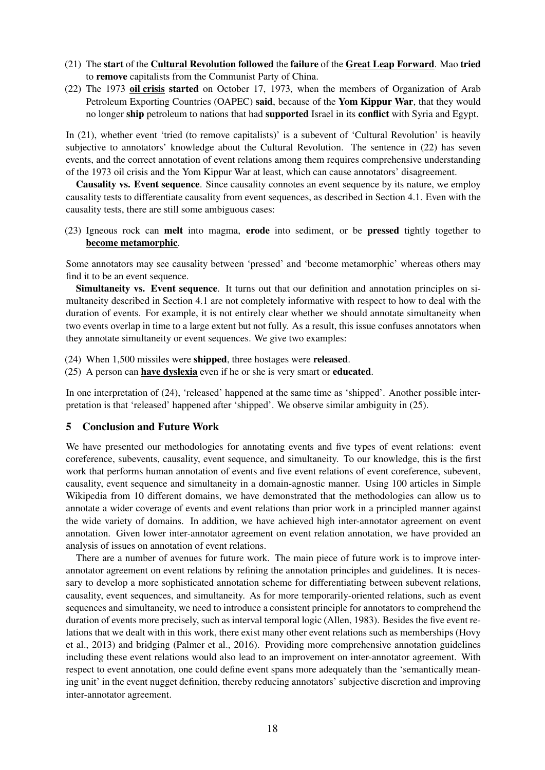(21) The **start** of the **<u>Cultural Revolution</u> followed** the **failure** of the **<u>Great Leap Forward</u>**. Mao **tried** to **remove** capitalists from the Communist Party of China.

(22) The 1973 **<u>oil crisis</u> started** on October 17, 1973, when the members of Organization of Arab Petroleum Exporting Countries (OAPEC) **said**, because of the **<u>Yom Kippur War</u>**, that they would no longer **ship** petroleum to nations that had **supported** Israel in its **conflict** with Syria and Egypt.

In (21), whether event 'tried (to remove capitalists)' is a subevent of 'Cultural Revolution' is heavily subjective to annotators' knowledge about the Cultural Revolution. The sentence in (22) has seven events, and the correct annotation of event relations among them requires comprehensive understanding of the 1973 oil crisis and the Yom Kippur War at least, which can cause annotators' disagreement.

**Causality vs. Event sequence**. Since causality connotes an event sequence by its nature, we employ causality tests to differentiate causality from event sequences, as described in Section 4.1. Even with the causality tests, there are still some ambiguous cases:

(23) Igneous rock can **melt** into magma, **erode** into sediment, or be **pressed** tightly together to **<u>become metamorphic</u>**.

Some annotators may see causality between 'pressed' and 'become metamorphic' whereas others may find it to be an event sequence.

**Simultaneity vs. Event sequence**. It turns out that our definition and annotation principles on simultaneity described in Section 4.1 are not completely informative with respect to how to deal with the duration of events. For example, it is not entirely clear whether we should annotate simultaneity when two events overlap in time to a large extent but not fully. As a result, this issue confuses annotators when they annotate simultaneity or event sequences. We give two examples:

(24) When 1,500 missiles were **shipped**, three hostages were **released**.

(25) A person can **<u>have dyslexia</u>** even if he or she is very smart or **educated**.

In one interpretation of (24), 'released' happened at the same time as 'shipped'. Another possible interpretation is that 'released' happened after 'shipped'. We observe similar ambiguity in (25).

## 5 Conclusion and Future Work

We have presented our methodologies for annotating events and five types of event relations: event coreference, subevents, causality, event sequence, and simultaneity. To our knowledge, this is the first work that performs human annotation of events and five event relations of event coreference, subevent, causality, event sequence and simultaneity in a domain-agnostic manner. Using 100 articles in Simple Wikipedia from 10 different domains, we have demonstrated that the methodologies can allow us to annotate a wider coverage of events and event relations than prior work in a principled manner against the wide variety of domains. In addition, we have achieved high inter-annotator agreement on event annotation. Given lower inter-annotator agreement on event relation annotation, we have provided an analysis of issues on annotation of event relations.

There are a number of avenues for future work. The main piece of future work is to improve inter-annotator agreement on event relations by refining the annotation principles and guidelines. It is necessary to develop a more sophisticated annotation scheme for differentiating between subevent relations, causality, event sequences, and simultaneity. As for more temporarily-oriented relations, such as event sequences and simultaneity, we need to introduce a consistent principle for annotators to comprehend the duration of events more precisely, such as interval temporal logic (Allen, 1983). Besides the five event relations that we dealt with in this work, there exist many other event relations such as memberships (Hovy et al., 2013) and bridging (Palmer et al., 2016). Providing more comprehensive annotation guidelines including these event relations would also lead to an improvement on inter-annotator agreement. With respect to event annotation, one could define event spans more adequately than the 'semantically meaning unit' in the event nugget definition, thereby reducing annotators' subjective discretion and improving inter-annotator agreement.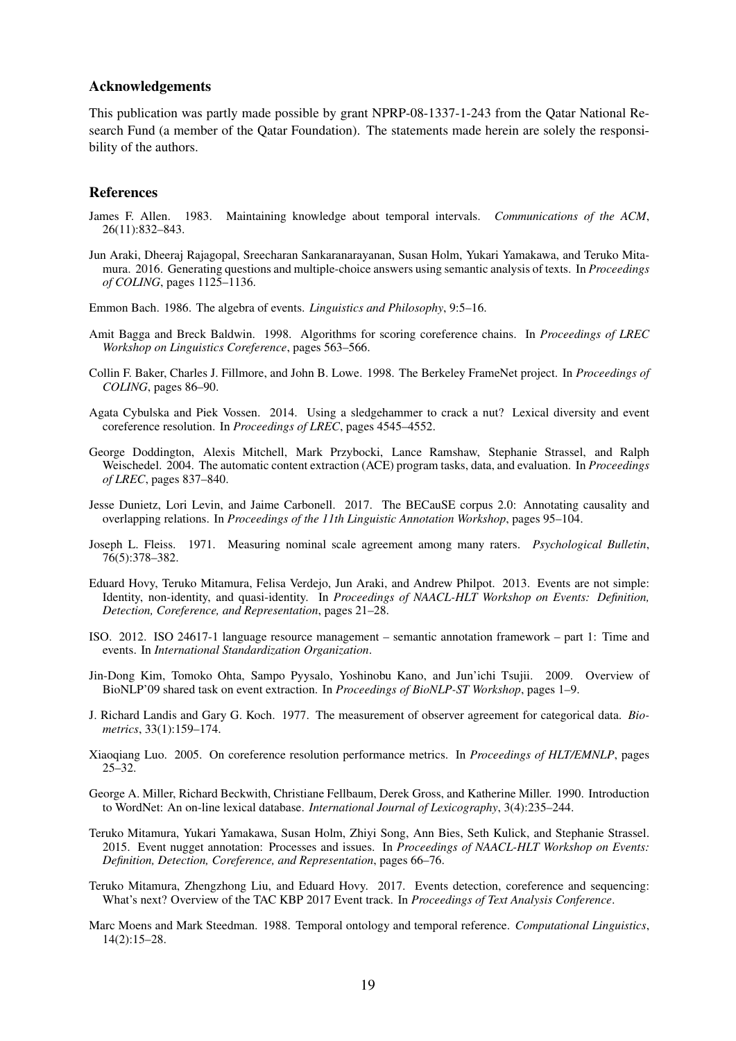## Acknowledgements

This publication was partly made possible by grant NPRP-08-1337-1-243 from the Qatar National Research Fund (a member of the Qatar Foundation). The statements made herein are solely the responsibility of the authors.

## References

James F. Allen. 1983. Maintaining knowledge about temporal intervals. *Communications of the ACM*, 26(11):832–843.

Jun Araki, Dheeraj Rajagopal, Sreecharan Sankaranarayanan, Susan Holm, Yukari Yamakawa, and Teruko Mitamura. 2016. Generating questions and multiple-choice answers using semantic analysis of texts. In *Proceedings of COLING*, pages 1125–1136.

Emmon Bach. 1986. The algebra of events. *Linguistics and Philosophy*, 9:5–16.

Amit Bagga and Breck Baldwin. 1998. Algorithms for scoring coreference chains. In *Proceedings of LREC Workshop on Linguistics Coreference*, pages 563–566.

Collin F. Baker, Charles J. Fillmore, and John B. Lowe. 1998. The Berkeley FrameNet project. In *Proceedings of COLING*, pages 86–90.

Agata Cybulska and Piek Vossen. 2014. Using a sledgehammer to crack a nut? Lexical diversity and event coreference resolution. In *Proceedings of LREC*, pages 4545–4552.

George Doddington, Alexis Mitchell, Mark Przybocki, Lance Ramshaw, Stephanie Strassel, and Ralph Weischedel. 2004. The automatic content extraction (ACE) program tasks, data, and evaluation. In *Proceedings of LREC*, pages 837–840.

Jesse Dunietz, Lori Levin, and Jaime Carbonell. 2017. The BECauSE corpus 2.0: Annotating causality and overlapping relations. In *Proceedings of the 11th Linguistic Annotation Workshop*, pages 95–104.

Joseph L. Fleiss. 1971. Measuring nominal scale agreement among many raters. *Psychological Bulletin*, 76(5):378–382.

Eduard Hovy, Teruko Mitamura, Felisa Verdejo, Jun Araki, and Andrew Philpot. 2013. Events are not simple: Identity, non-identity, and quasi-identity. In *Proceedings of NAACL-HLT Workshop on Events: Definition, Detection, Coreference, and Representation*, pages 21–28.

ISO. 2012. ISO 24617-1 language resource management – semantic annotation framework – part 1: Time and events. In *International Standardization Organization*.

Jin-Dong Kim, Tomoko Ohta, Sampo Pyysalo, Yoshinobu Kano, and Jun'ichi Tsujii. 2009. Overview of BioNLP'09 shared task on event extraction. In *Proceedings of BioNLP-ST Workshop*, pages 1–9.

J. Richard Landis and Gary G. Koch. 1977. The measurement of observer agreement for categorical data. *Biometrics*, 33(1):159–174.

Xiaoqiang Luo. 2005. On coreference resolution performance metrics. In *Proceedings of HLT/EMNLP*, pages 25–32.

George A. Miller, Richard Beckwith, Christiane Fellbaum, Derek Gross, and Katherine Miller. 1990. Introduction to WordNet: An on-line lexical database. *International Journal of Lexicography*, 3(4):235–244.

Teruko Mitamura, Yukari Yamakawa, Susan Holm, Zhiyi Song, Ann Bies, Seth Kulick, and Stephanie Strassel. 2015. Event nugget annotation: Processes and issues. In *Proceedings of NAACL-HLT Workshop on Events: Definition, Detection, Coreference, and Representation*, pages 66–76.

Teruko Mitamura, Zhengzhong Liu, and Eduard Hovy. 2017. Events detection, coreference and sequencing: What's next? Overview of the TAC KBP 2017 Event track. In *Proceedings of Text Analysis Conference*.

Marc Moens and Mark Steedman. 1988. Temporal ontology and temporal reference. *Computational Linguistics*, 14(2):15–28.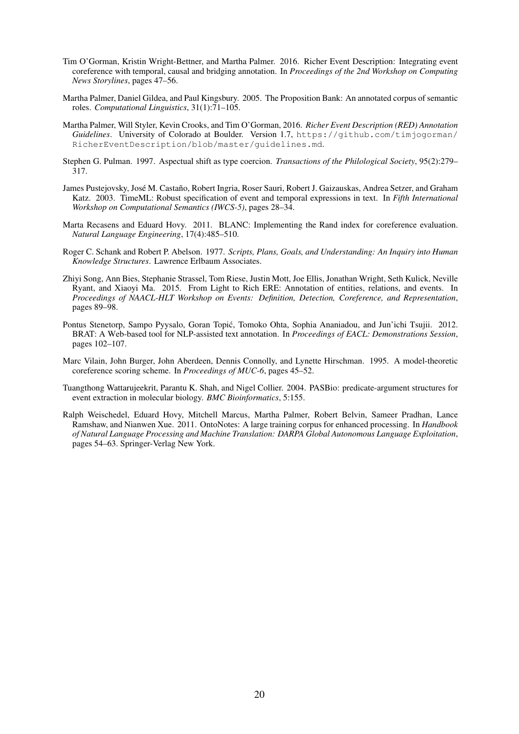Tim O'Gorman, Kristin Wright-Bettner, and Martha Palmer. 2016. Richer Event Description: Integrating event coreference with temporal, causal and bridging annotation. In *Proceedings of the 2nd Workshop on Computing News Storylines*, pages 47–56.

Martha Palmer, Daniel Gildea, and Paul Kingsbury. 2005. The Proposition Bank: An annotated corpus of semantic roles. *Computational Linguistics*, 31(1):71–105.

Martha Palmer, Will Styler, Kevin Crooks, and Tim O'Gorman, 2016. *Richer Event Description (RED) Annotation Guidelines*. University of Colorado at Boulder. Version 1.7, https://github.com/timjogorman/RicherEventDescription/blob/master/guidelines.md.

Stephen G. Pulman. 1997. Aspectual shift as type coercion. *Transactions of the Philological Society*, 95(2):279–317.

James Pustejovsky, José M. Castaño, Robert Ingria, Roser Sauri, Robert J. Gaizauskas, Andrea Setzer, and Graham Katz. 2003. TimeML: Robust specification of event and temporal expressions in text. In *Fifth International Workshop on Computational Semantics (IWCS-5)*, pages 28–34.

Marta Recasens and Eduard Hovy. 2011. BLANC: Implementing the Rand index for coreference evaluation. *Natural Language Engineering*, 17(4):485–510.

Roger C. Schank and Robert P. Abelson. 1977. *Scripts, Plans, Goals, and Understanding: An Inquiry into Human Knowledge Structures*. Lawrence Erlbaum Associates.

Zhiyi Song, Ann Bies, Stephanie Strassel, Tom Riese, Justin Mott, Joe Ellis, Jonathan Wright, Seth Kulick, Neville Ryant, and Xiaoyi Ma. 2015. From Light to Rich ERE: Annotation of entities, relations, and events. In *Proceedings of NAACL-HLT Workshop on Events: Definition, Detection, Coreference, and Representation*, pages 89–98.

Pontus Stenetorp, Sampo Pyysalo, Goran Topić, Tomoko Ohta, Sophia Ananiadou, and Jun'ichi Tsujii. 2012. BRAT: A Web-based tool for NLP-assisted text annotation. In *Proceedings of EACL: Demonstrations Session*, pages 102–107.

Marc Vilain, John Burger, John Aberdeen, Dennis Connolly, and Lynette Hirschman. 1995. A model-theoretic coreference scoring scheme. In *Proceedings of MUC-6*, pages 45–52.

Tuangthong Wattarujeekrit, Parantu K. Shah, and Nigel Collier. 2004. PASBio: predicate-argument structures for event extraction in molecular biology. *BMC Bioinformatics*, 5:155.

Ralph Weischedel, Eduard Hovy, Mitchell Marcus, Martha Palmer, Robert Belvin, Sameer Pradhan, Lance Ramshaw, and Nianwen Xue. 2011. OntoNotes: A large training corpus for enhanced processing. In *Handbook of Natural Language Processing and Machine Translation: DARPA Global Autonomous Language Exploitation*, pages 54–63. Springer-Verlag New York.